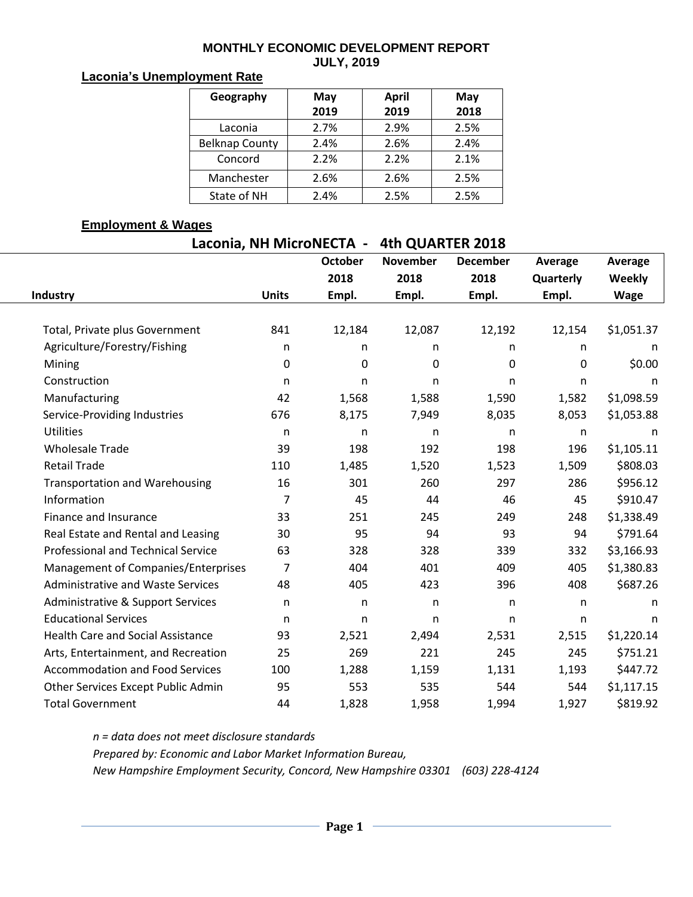# MONTHLY ECONOMIC DEVELOPMENT REPORT
## JULY, 2019

### Laconia's Unemployment Rate

| Geography | May 2019 | April 2019 | May 2018 |
|---|---|---|---|
| Laconia | 2.7% | 2.9% | 2.5% |
| Belknap County | 2.4% | 2.6% | 2.4% |
| Concord | 2.2% | 2.2% | 2.1% |
| Manchester | 2.6% | 2.6% | 2.5% |
| State of NH | 2.4% | 2.5% | 2.5% |

### Employment & Wages

**Laconia, NH MicroNECTA - 4th QUARTER 2018**

| Industry | Units | October 2018 Empl. | November 2018 Empl. | December 2018 Empl. | Average Quarterly Empl. | Average Weekly Wage |
|---|---|---|---|---|---|---|
| Total, Private plus Government | 841 | 12,184 | 12,087 | 12,192 | 12,154 | $1,051.37 |
| Agriculture/Forestry/Fishing | n | n | n | n | n | n |
| Mining | 0 | 0 | 0 | 0 | 0 | $0.00 |
| Construction | n | n | n | n | n | n |
| Manufacturing | 42 | 1,568 | 1,588 | 1,590 | 1,582 | $1,098.59 |
| Service-Providing Industries | 676 | 8,175 | 7,949 | 8,035 | 8,053 | $1,053.88 |
| Utilities | n | n | n | n | n | n |
| Wholesale Trade | 39 | 198 | 192 | 198 | 196 | $1,105.11 |
| Retail Trade | 110 | 1,485 | 1,520 | 1,523 | 1,509 | $808.03 |
| Transportation and Warehousing | 16 | 301 | 260 | 297 | 286 | $956.12 |
| Information | 7 | 45 | 44 | 46 | 45 | $910.47 |
| Finance and Insurance | 33 | 251 | 245 | 249 | 248 | $1,338.49 |
| Real Estate and Rental and Leasing | 30 | 95 | 94 | 93 | 94 | $791.64 |
| Professional and Technical Service | 63 | 328 | 328 | 339 | 332 | $3,166.93 |
| Management of Companies/Enterprises | 7 | 404 | 401 | 409 | 405 | $1,380.83 |
| Administrative and Waste Services | 48 | 405 | 423 | 396 | 408 | $687.26 |
| Administrative & Support Services | n | n | n | n | n | n |
| Educational Services | n | n | n | n | n | n |
| Health Care and Social Assistance | 93 | 2,521 | 2,494 | 2,531 | 2,515 | $1,220.14 |
| Arts, Entertainment, and Recreation | 25 | 269 | 221 | 245 | 245 | $751.21 |
| Accommodation and Food Services | 100 | 1,288 | 1,159 | 1,131 | 1,193 | $447.72 |
| Other Services Except Public Admin | 95 | 553 | 535 | 544 | 544 | $1,117.15 |
| Total Government | 44 | 1,828 | 1,958 | 1,994 | 1,927 | $819.92 |

*n = data does not meet disclosure standards*

*Prepared by: Economic and Labor Market Information Bureau,*

*New Hampshire Employment Security, Concord, New Hampshire 03301 (603) 228-4124*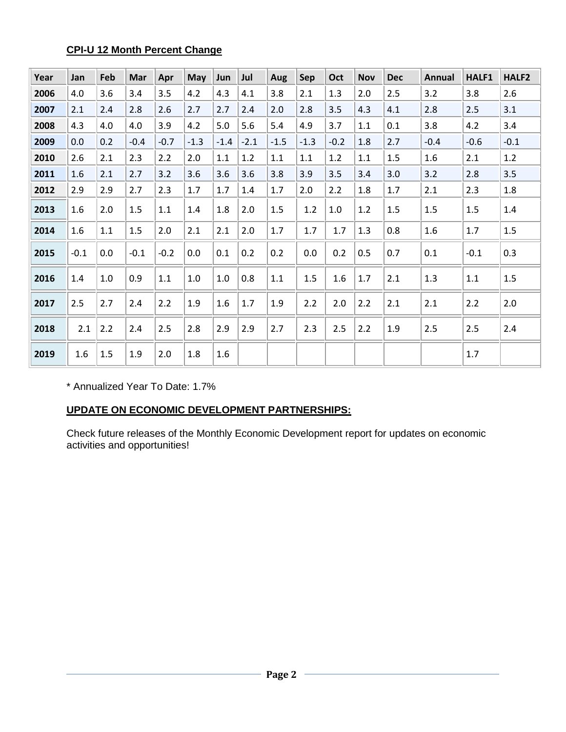**CPI-U 12 Month Percent Change**

| Year | Jan | Feb | Mar | Apr | May | Jun | Jul | Aug | Sep | Oct | Nov | Dec | Annual | HALF1 | HALF2 |
|---|---|---|---|---|---|---|---|---|---|---|---|---|---|---|---|
| 2006 | 4.0 | 3.6 | 3.4 | 3.5 | 4.2 | 4.3 | 4.1 | 3.8 | 2.1 | 1.3 | 2.0 | 2.5 | 3.2 | 3.8 | 2.6 |
| 2007 | 2.1 | 2.4 | 2.8 | 2.6 | 2.7 | 2.7 | 2.4 | 2.0 | 2.8 | 3.5 | 4.3 | 4.1 | 2.8 | 2.5 | 3.1 |
| 2008 | 4.3 | 4.0 | 4.0 | 3.9 | 4.2 | 5.0 | 5.6 | 5.4 | 4.9 | 3.7 | 1.1 | 0.1 | 3.8 | 4.2 | 3.4 |
| 2009 | 0.0 | 0.2 | -0.4 | -0.7 | -1.3 | -1.4 | -2.1 | -1.5 | -1.3 | -0.2 | 1.8 | 2.7 | -0.4 | -0.6 | -0.1 |
| 2010 | 2.6 | 2.1 | 2.3 | 2.2 | 2.0 | 1.1 | 1.2 | 1.1 | 1.1 | 1.2 | 1.1 | 1.5 | 1.6 | 2.1 | 1.2 |
| 2011 | 1.6 | 2.1 | 2.7 | 3.2 | 3.6 | 3.6 | 3.6 | 3.8 | 3.9 | 3.5 | 3.4 | 3.0 | 3.2 | 2.8 | 3.5 |
| 2012 | 2.9 | 2.9 | 2.7 | 2.3 | 1.7 | 1.7 | 1.4 | 1.7 | 2.0 | 2.2 | 1.8 | 1.7 | 2.1 | 2.3 | 1.8 |
| 2013 | 1.6 | 2.0 | 1.5 | 1.1 | 1.4 | 1.8 | 2.0 | 1.5 | 1.2 | 1.0 | 1.2 | 1.5 | 1.5 | 1.5 | 1.4 |
| 2014 | 1.6 | 1.1 | 1.5 | 2.0 | 2.1 | 2.1 | 2.0 | 1.7 | 1.7 | 1.7 | 1.3 | 0.8 | 1.6 | 1.7 | 1.5 |
| 2015 | -0.1 | 0.0 | -0.1 | -0.2 | 0.0 | 0.1 | 0.2 | 0.2 | 0.0 | 0.2 | 0.5 | 0.7 | 0.1 | -0.1 | 0.3 |
| 2016 | 1.4 | 1.0 | 0.9 | 1.1 | 1.0 | 1.0 | 0.8 | 1.1 | 1.5 | 1.6 | 1.7 | 2.1 | 1.3 | 1.1 | 1.5 |
| 2017 | 2.5 | 2.7 | 2.4 | 2.2 | 1.9 | 1.6 | 1.7 | 1.9 | 2.2 | 2.0 | 2.2 | 2.1 | 2.1 | 2.2 | 2.0 |
| 2018 | 2.1 | 2.2 | 2.4 | 2.5 | 2.8 | 2.9 | 2.9 | 2.7 | 2.3 | 2.5 | 2.2 | 1.9 | 2.5 | 2.5 | 2.4 |
| 2019 | 1.6 | 1.5 | 1.9 | 2.0 | 1.8 | 1.6 | | | | | | | | 1.7 | |

* Annualized Year To Date: 1.7%

**UPDATE ON ECONOMIC DEVELOPMENT PARTNERSHIPS:**

Check future releases of the Monthly Economic Development report for updates on economic activities and opportunities!